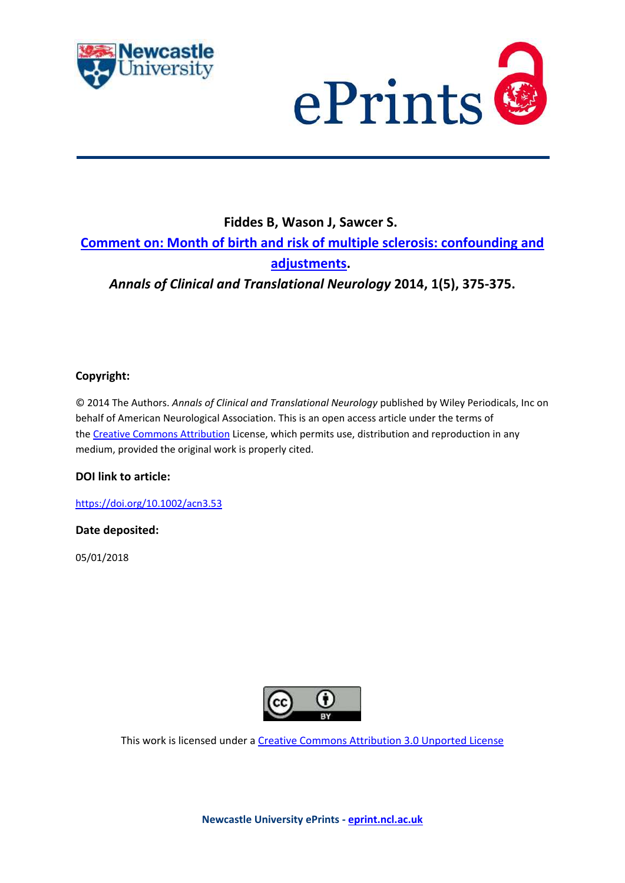**Fiddes B, Wason J, Sawcer S.**

**[Comment on: Month of birth and risk of multiple sclerosis: confounding and adjustments](https://doi.org/10.1002/acn3.53).**

***Annals of Clinical and Translational Neurology* 2014, 1(5), 375-375.**

**Copyright:**

© 2014 The Authors. *Annals of Clinical and Translational Neurology* published by Wiley Periodicals, Inc on behalf of American Neurological Association. This is an open access article under the terms of the Creative Commons Attribution License, which permits use, distribution and reproduction in any medium, provided the original work is properly cited.

**DOI link to article:**

https://doi.org/10.1002/acn3.53

**Date deposited:**

05/01/2018

This work is licensed under a Creative Commons Attribution 3.0 Unported License

**Newcastle University ePrints - eprint.ncl.ac.uk**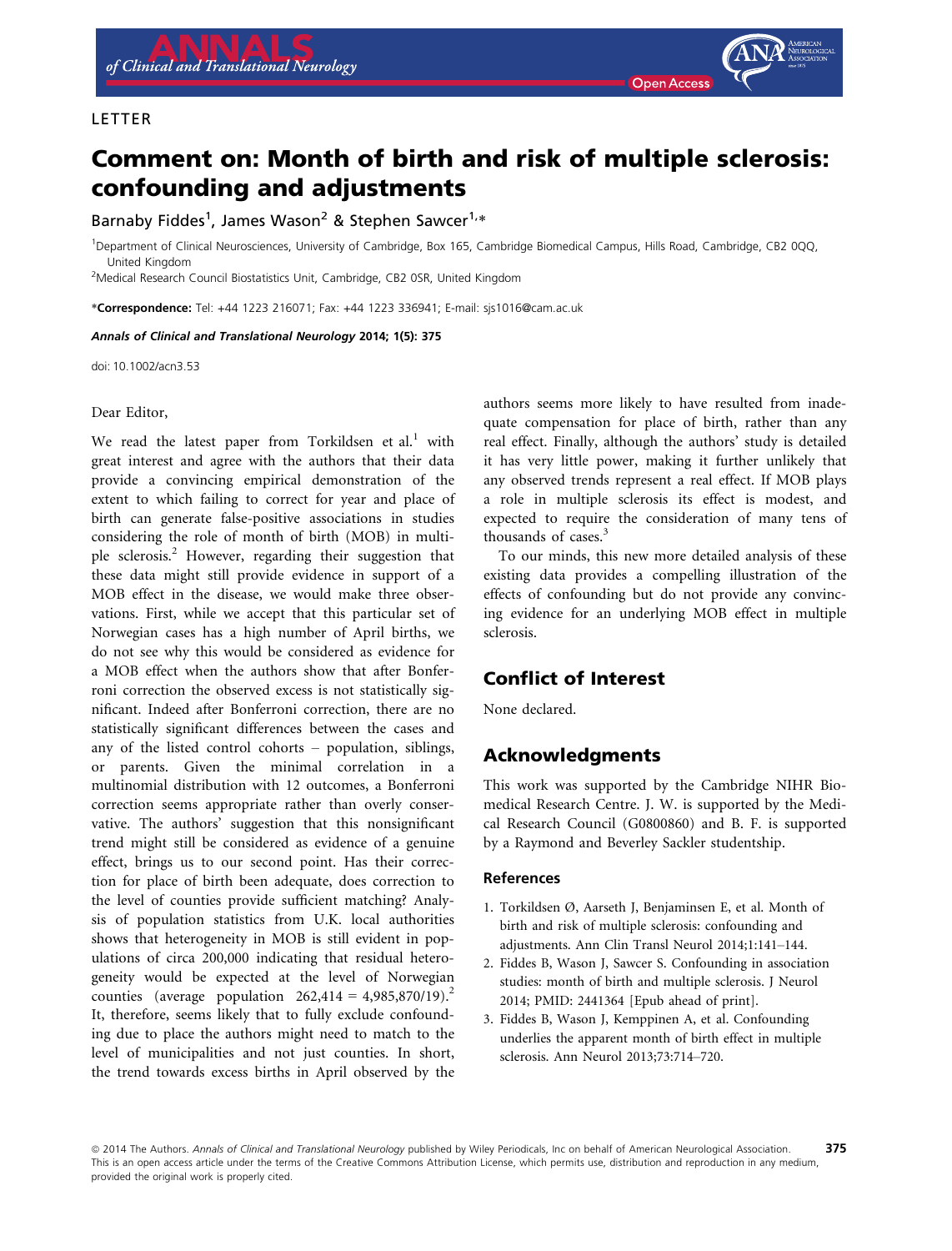LETTER

# Comment on: Month of birth and risk of multiple sclerosis: confounding and adjustments

Barnaby Fiddes[1], James Wason[2] & Stephen Sawcer[1,*]

[1]Department of Clinical Neurosciences, University of Cambridge, Box 165, Cambridge Biomedical Campus, Hills Road, Cambridge, CB2 0QQ, United Kingdom

[2]Medical Research Council Biostatistics Unit, Cambridge, CB2 0SR, United Kingdom

***Correspondence:** Tel: +44 1223 216071; Fax: +44 1223 336941; E-mail: sjs1016@cam.ac.uk

***Annals of Clinical and Translational Neurology* 2014; 1(5): 375**

doi: 10.1002/acn3.53

Dear Editor,

We read the latest paper from Torkildsen et al.[1] with great interest and agree with the authors that their data provide a convincing empirical demonstration of the extent to which failing to correct for year and place of birth can generate false-positive associations in studies considering the role of month of birth (MOB) in multiple sclerosis.[2] However, regarding their suggestion that these data might still provide evidence in support of a MOB effect in the disease, we would make three observations. First, while we accept that this particular set of Norwegian cases has a high number of April births, we do not see why this would be considered as evidence for a MOB effect when the authors show that after Bonferroni correction the observed excess is not statistically significant. Indeed after Bonferroni correction, there are no statistically significant differences between the cases and any of the listed control cohorts – population, siblings, or parents. Given the minimal correlation in a multinomial distribution with 12 outcomes, a Bonferroni correction seems appropriate rather than overly conservative. The authors' suggestion that this nonsignificant trend might still be considered as evidence of a genuine effect, brings us to our second point. Has their correction for place of birth been adequate, does correction to the level of counties provide sufficient matching? Analysis of population statistics from U.K. local authorities shows that heterogeneity in MOB is still evident in populations of circa 200,000 indicating that residual heterogeneity would be expected at the level of Norwegian counties (average population 262,414 = 4,985,870/19).[2] It, therefore, seems likely that to fully exclude confounding due to place the authors might need to match to the level of municipalities and not just counties. In short, the trend towards excess births in April observed by the authors seems more likely to have resulted from inadequate compensation for place of birth, rather than any real effect. Finally, although the authors' study is detailed it has very little power, making it further unlikely that any observed trends represent a real effect. If MOB plays a role in multiple sclerosis its effect is modest, and expected to require the consideration of many tens of thousands of cases.[3]

To our minds, this new more detailed analysis of these existing data provides a compelling illustration of the effects of confounding but do not provide any convincing evidence for an underlying MOB effect in multiple sclerosis.

## Conflict of Interest

None declared.

## Acknowledgments

This work was supported by the Cambridge NIHR Biomedical Research Centre. J. W. is supported by the Medical Research Council (G0800860) and B. F. is supported by a Raymond and Beverley Sackler studentship.

### References

1. Torkildsen Ø, Aarseth J, Benjaminsen E, et al. Month of birth and risk of multiple sclerosis: confounding and adjustments. Ann Clin Transl Neurol 2014;1:141–144.
2. Fiddes B, Wason J, Sawcer S. Confounding in association studies: month of birth and multiple sclerosis. J Neurol 2014; PMID: 2441364 [Epub ahead of print].
3. Fiddes B, Wason J, Kemppinen A, et al. Confounding underlies the apparent month of birth effect in multiple sclerosis. Ann Neurol 2013;73:714–720.

© 2014 The Authors. *Annals of Clinical and Translational Neurology* published by Wiley Periodicals, Inc on behalf of American Neurological Association. This is an open access article under the terms of the Creative Commons Attribution License, which permits use, distribution and reproduction in any medium, provided the original work is properly cited.